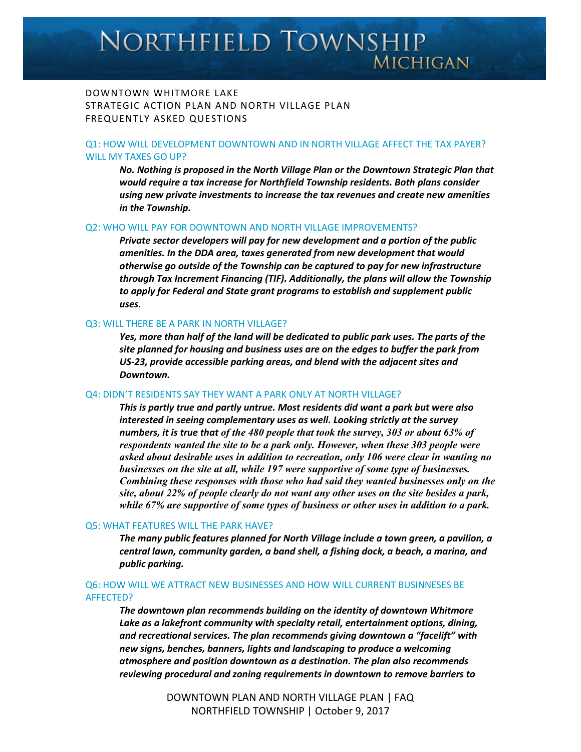# NORTHFIELD TOWNSHIP MICHIGAN

DOWNTOWN WHITMORE LAKE
STRATEGIC ACTION PLAN AND NORTH VILLAGE PLAN
FREQUENTLY ASKED QUESTIONS

## Q1: HOW WILL DEVELOPMENT DOWNTOWN AND IN NORTH VILLAGE AFFECT THE TAX PAYER? WILL MY TAXES GO UP?

***No. Nothing is proposed in the North Village Plan or the Downtown Strategic Plan that would require a tax increase for Northfield Township residents. Both plans consider using new private investments to increase the tax revenues and create new amenities in the Township.***

## Q2: WHO WILL PAY FOR DOWNTOWN AND NORTH VILLAGE IMPROVEMENTS?

***Private sector developers will pay for new development and a portion of the public amenities. In the DDA area, taxes generated from new development that would otherwise go outside of the Township can be captured to pay for new infrastructure through Tax Increment Financing (TIF). Additionally, the plans will allow the Township to apply for Federal and State grant programs to establish and supplement public uses.***

## Q3: WILL THERE BE A PARK IN NORTH VILLAGE?

***Yes, more than half of the land will be dedicated to public park uses. The parts of the site planned for housing and business uses are on the edges to buffer the park from US-23, provide accessible parking areas, and blend with the adjacent sites and Downtown.***

## Q4: DIDN'T RESIDENTS SAY THEY WANT A PARK ONLY AT NORTH VILLAGE?

***This is partly true and partly untrue. Most residents did want a park but were also interested in seeing complementary uses as well. Looking strictly at the survey numbers, it is true that of the 480 people that took the survey, 303 or about 63% of respondents wanted the site to be a park only. However, when these 303 people were asked about desirable uses in addition to recreation, only 106 were clear in wanting no businesses on the site at all, while 197 were supportive of some type of businesses. Combining these responses with those who had said they wanted businesses only on the site, about 22% of people clearly do not want any other uses on the site besides a park, while 67% are supportive of some types of business or other uses in addition to a park.***

## Q5: WHAT FEATURES WILL THE PARK HAVE?

***The many public features planned for North Village include a town green, a pavilion, a central lawn, community garden, a band shell, a fishing dock, a beach, a marina, and public parking.***

## Q6: HOW WILL WE ATTRACT NEW BUSINESSES AND HOW WILL CURRENT BUSINNESES BE AFFECTED?

***The downtown plan recommends building on the identity of downtown Whitmore Lake as a lakefront community with specialty retail, entertainment options, dining, and recreational services. The plan recommends giving downtown a "facelift" with new signs, benches, banners, lights and landscaping to produce a welcoming atmosphere and position downtown as a destination. The plan also recommends reviewing procedural and zoning requirements in downtown to remove barriers to***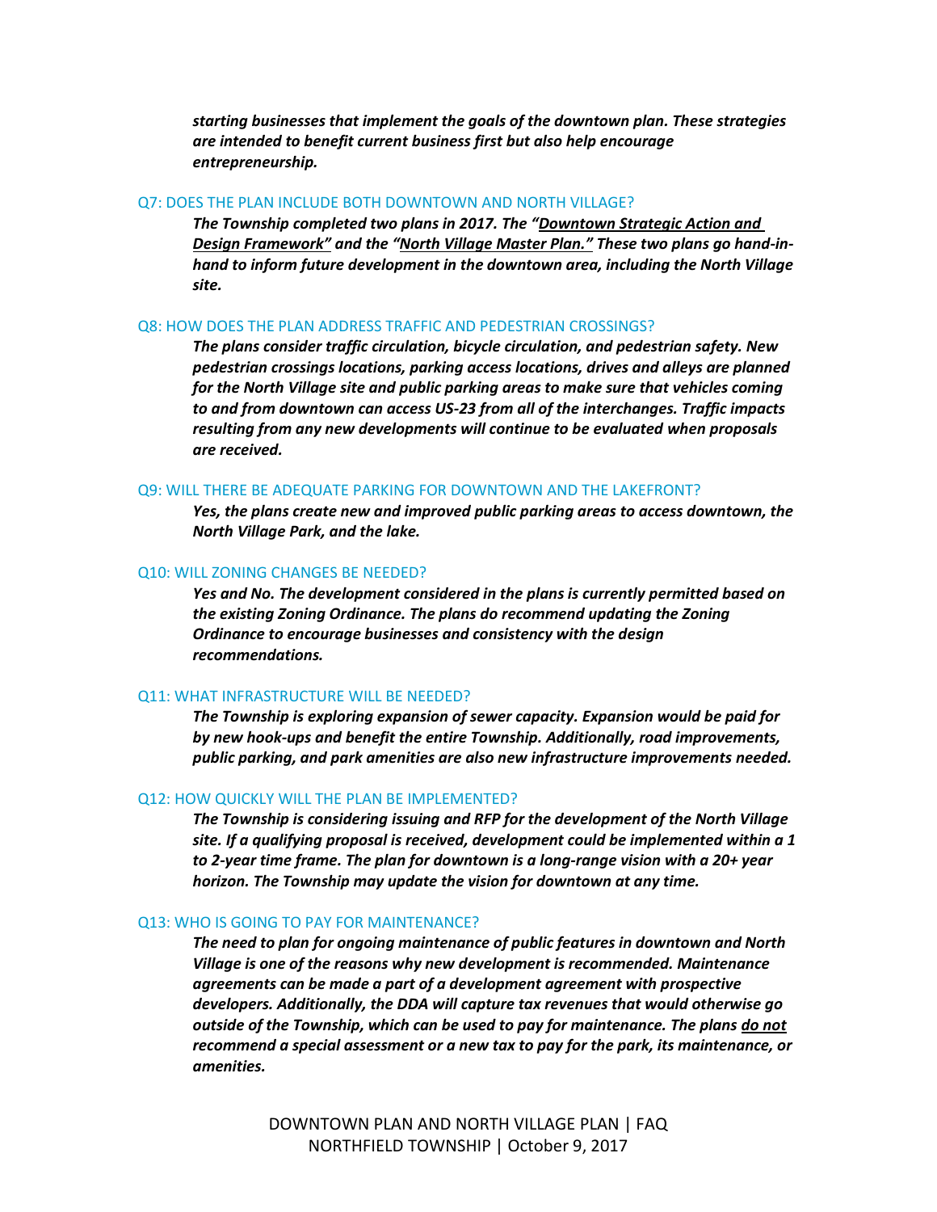***starting businesses that implement the goals of the downtown plan. These strategies are intended to benefit current business first but also help encourage entrepreneurship.***

### Q7: DOES THE PLAN INCLUDE BOTH DOWNTOWN AND NORTH VILLAGE?

***The Township completed two plans in 2017. The "<u>Downtown Strategic Action and Design Framework"</u> and the "<u>North Village Master Plan."</u> These two plans go hand-in-hand to inform future development in the downtown area, including the North Village site.***

### Q8: HOW DOES THE PLAN ADDRESS TRAFFIC AND PEDESTRIAN CROSSINGS?

***The plans consider traffic circulation, bicycle circulation, and pedestrian safety. New pedestrian crossings locations, parking access locations, drives and alleys are planned for the North Village site and public parking areas to make sure that vehicles coming to and from downtown can access US-23 from all of the interchanges. Traffic impacts resulting from any new developments will continue to be evaluated when proposals are received.***

### Q9: WILL THERE BE ADEQUATE PARKING FOR DOWNTOWN AND THE LAKEFRONT?

***Yes, the plans create new and improved public parking areas to access downtown, the North Village Park, and the lake.***

### Q10: WILL ZONING CHANGES BE NEEDED?

***Yes and No. The development considered in the plans is currently permitted based on the existing Zoning Ordinance. The plans do recommend updating the Zoning Ordinance to encourage businesses and consistency with the design recommendations.***

### Q11: WHAT INFRASTRUCTURE WILL BE NEEDED?

***The Township is exploring expansion of sewer capacity. Expansion would be paid for by new hook-ups and benefit the entire Township. Additionally, road improvements, public parking, and park amenities are also new infrastructure improvements needed.***

### Q12: HOW QUICKLY WILL THE PLAN BE IMPLEMENTED?

***The Township is considering issuing and RFP for the development of the North Village site. If a qualifying proposal is received, development could be implemented within a 1 to 2-year time frame. The plan for downtown is a long-range vision with a 20+ year horizon. The Township may update the vision for downtown at any time.***

### Q13: WHO IS GOING TO PAY FOR MAINTENANCE?

***The need to plan for ongoing maintenance of public features in downtown and North Village is one of the reasons why new development is recommended. Maintenance agreements can be made a part of a development agreement with prospective developers. Additionally, the DDA will capture tax revenues that would otherwise go outside of the Township, which can be used to pay for maintenance. The plans <u>do not</u> recommend a special assessment or a new tax to pay for the park, its maintenance, or amenities.***